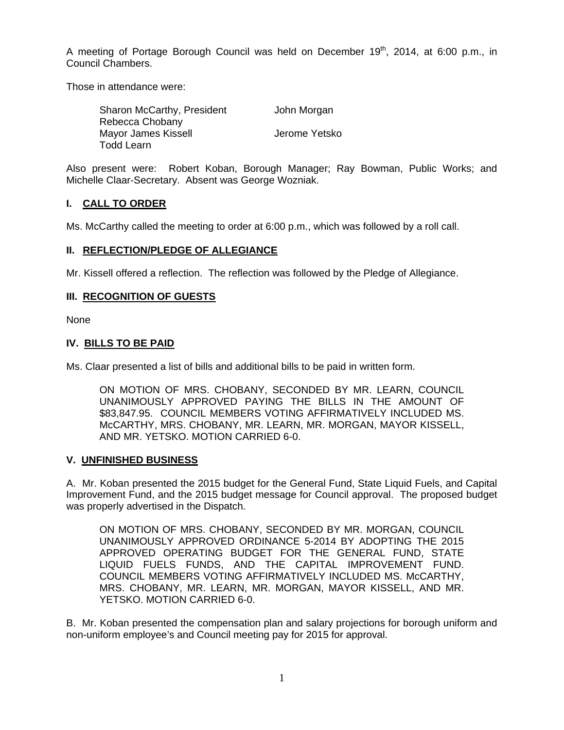A meeting of Portage Borough Council was held on December 19th, 2014, at 6:00 p.m., in Council Chambers.

Those in attendance were:

| | |
|---|---|
| Sharon McCarthy, President | John Morgan |
| Rebecca Chobany | |
| Mayor James Kissell | Jerome Yetsko |
| Todd Learn | |

Also present were: Robert Koban, Borough Manager; Ray Bowman, Public Works; and Michelle Claar-Secretary. Absent was George Wozniak.

## I. CALL TO ORDER

Ms. McCarthy called the meeting to order at 6:00 p.m., which was followed by a roll call.

## II. REFLECTION/PLEDGE OF ALLEGIANCE

Mr. Kissell offered a reflection. The reflection was followed by the Pledge of Allegiance.

## III. RECOGNITION OF GUESTS

None

## IV. BILLS TO BE PAID

Ms. Claar presented a list of bills and additional bills to be paid in written form.

> ON MOTION OF MRS. CHOBANY, SECONDED BY MR. LEARN, COUNCIL UNANIMOUSLY APPROVED PAYING THE BILLS IN THE AMOUNT OF $83,847.95. COUNCIL MEMBERS VOTING AFFIRMATIVELY INCLUDED MS. McCARTHY, MRS. CHOBANY, MR. LEARN, MR. MORGAN, MAYOR KISSELL, AND MR. YETSKO. MOTION CARRIED 6-0.

## V. UNFINISHED BUSINESS

A. Mr. Koban presented the 2015 budget for the General Fund, State Liquid Fuels, and Capital Improvement Fund, and the 2015 budget message for Council approval. The proposed budget was properly advertised in the Dispatch.

> ON MOTION OF MRS. CHOBANY, SECONDED BY MR. MORGAN, COUNCIL UNANIMOUSLY APPROVED ORDINANCE 5-2014 BY ADOPTING THE 2015 APPROVED OPERATING BUDGET FOR THE GENERAL FUND, STATE LIQUID FUELS FUNDS, AND THE CAPITAL IMPROVEMENT FUND. COUNCIL MEMBERS VOTING AFFIRMATIVELY INCLUDED MS. McCARTHY, MRS. CHOBANY, MR. LEARN, MR. MORGAN, MAYOR KISSELL, AND MR. YETSKO. MOTION CARRIED 6-0.

B. Mr. Koban presented the compensation plan and salary projections for borough uniform and non-uniform employee's and Council meeting pay for 2015 for approval.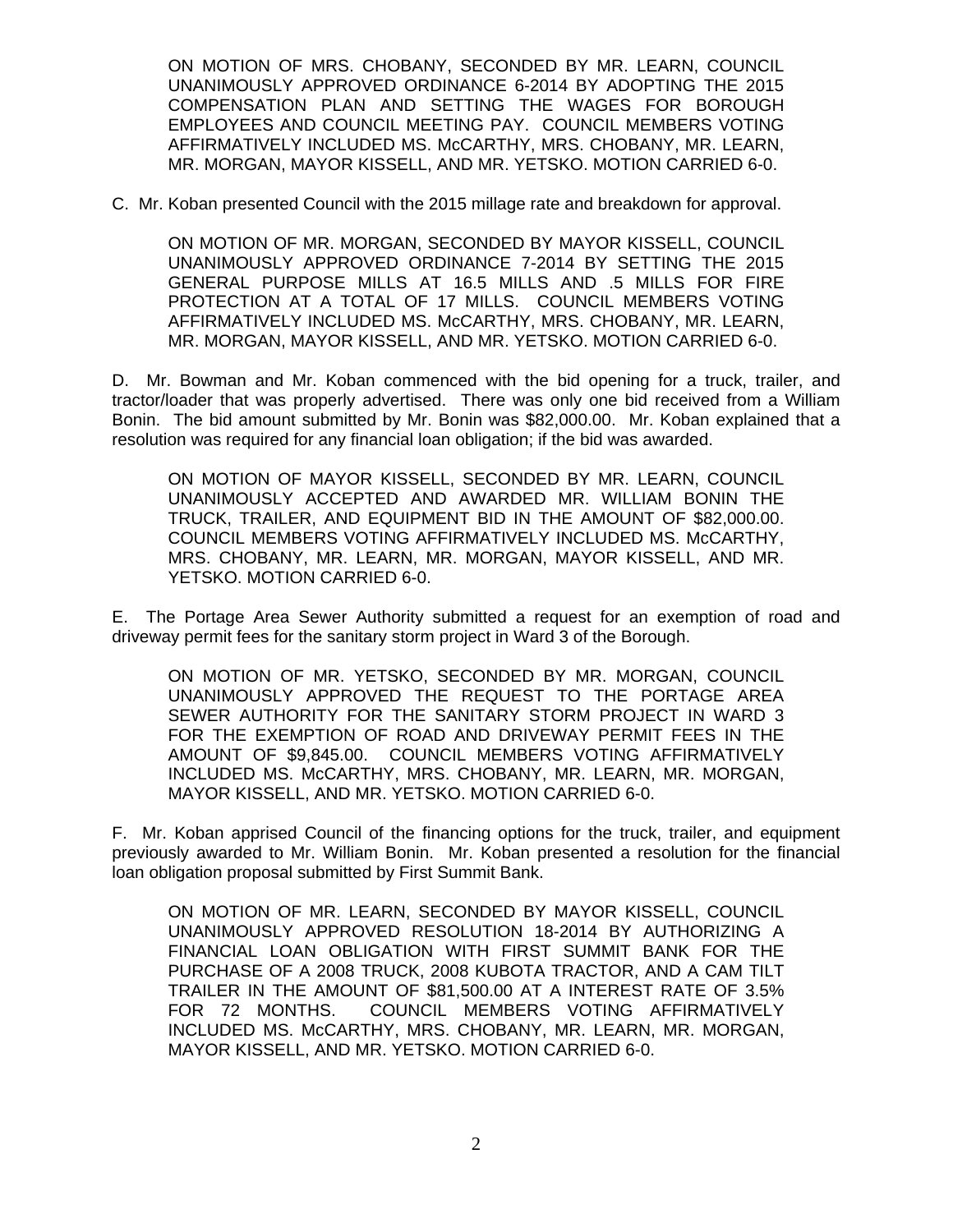ON MOTION OF MRS. CHOBANY, SECONDED BY MR. LEARN, COUNCIL UNANIMOUSLY APPROVED ORDINANCE 6-2014 BY ADOPTING THE 2015 COMPENSATION PLAN AND SETTING THE WAGES FOR BOROUGH EMPLOYEES AND COUNCIL MEETING PAY. COUNCIL MEMBERS VOTING AFFIRMATIVELY INCLUDED MS. McCARTHY, MRS. CHOBANY, MR. LEARN, MR. MORGAN, MAYOR KISSELL, AND MR. YETSKO. MOTION CARRIED 6-0.

C. Mr. Koban presented Council with the 2015 millage rate and breakdown for approval.

ON MOTION OF MR. MORGAN, SECONDED BY MAYOR KISSELL, COUNCIL UNANIMOUSLY APPROVED ORDINANCE 7-2014 BY SETTING THE 2015 GENERAL PURPOSE MILLS AT 16.5 MILLS AND .5 MILLS FOR FIRE PROTECTION AT A TOTAL OF 17 MILLS. COUNCIL MEMBERS VOTING AFFIRMATIVELY INCLUDED MS. McCARTHY, MRS. CHOBANY, MR. LEARN, MR. MORGAN, MAYOR KISSELL, AND MR. YETSKO. MOTION CARRIED 6-0.

D. Mr. Bowman and Mr. Koban commenced with the bid opening for a truck, trailer, and tractor/loader that was properly advertised. There was only one bid received from a William Bonin. The bid amount submitted by Mr. Bonin was $82,000.00. Mr. Koban explained that a resolution was required for any financial loan obligation; if the bid was awarded.

ON MOTION OF MAYOR KISSELL, SECONDED BY MR. LEARN, COUNCIL UNANIMOUSLY ACCEPTED AND AWARDED MR. WILLIAM BONIN THE TRUCK, TRAILER, AND EQUIPMENT BID IN THE AMOUNT OF $82,000.00. COUNCIL MEMBERS VOTING AFFIRMATIVELY INCLUDED MS. McCARTHY, MRS. CHOBANY, MR. LEARN, MR. MORGAN, MAYOR KISSELL, AND MR. YETSKO. MOTION CARRIED 6-0.

E. The Portage Area Sewer Authority submitted a request for an exemption of road and driveway permit fees for the sanitary storm project in Ward 3 of the Borough.

ON MOTION OF MR. YETSKO, SECONDED BY MR. MORGAN, COUNCIL UNANIMOUSLY APPROVED THE REQUEST TO THE PORTAGE AREA SEWER AUTHORITY FOR THE SANITARY STORM PROJECT IN WARD 3 FOR THE EXEMPTION OF ROAD AND DRIVEWAY PERMIT FEES IN THE AMOUNT OF $9,845.00. COUNCIL MEMBERS VOTING AFFIRMATIVELY INCLUDED MS. McCARTHY, MRS. CHOBANY, MR. LEARN, MR. MORGAN, MAYOR KISSELL, AND MR. YETSKO. MOTION CARRIED 6-0.

F. Mr. Koban apprised Council of the financing options for the truck, trailer, and equipment previously awarded to Mr. William Bonin. Mr. Koban presented a resolution for the financial loan obligation proposal submitted by First Summit Bank.

ON MOTION OF MR. LEARN, SECONDED BY MAYOR KISSELL, COUNCIL UNANIMOUSLY APPROVED RESOLUTION 18-2014 BY AUTHORIZING A FINANCIAL LOAN OBLIGATION WITH FIRST SUMMIT BANK FOR THE PURCHASE OF A 2008 TRUCK, 2008 KUBOTA TRACTOR, AND A CAM TILT TRAILER IN THE AMOUNT OF $81,500.00 AT A INTEREST RATE OF 3.5% FOR 72 MONTHS. COUNCIL MEMBERS VOTING AFFIRMATIVELY INCLUDED MS. McCARTHY, MRS. CHOBANY, MR. LEARN, MR. MORGAN, MAYOR KISSELL, AND MR. YETSKO. MOTION CARRIED 6-0.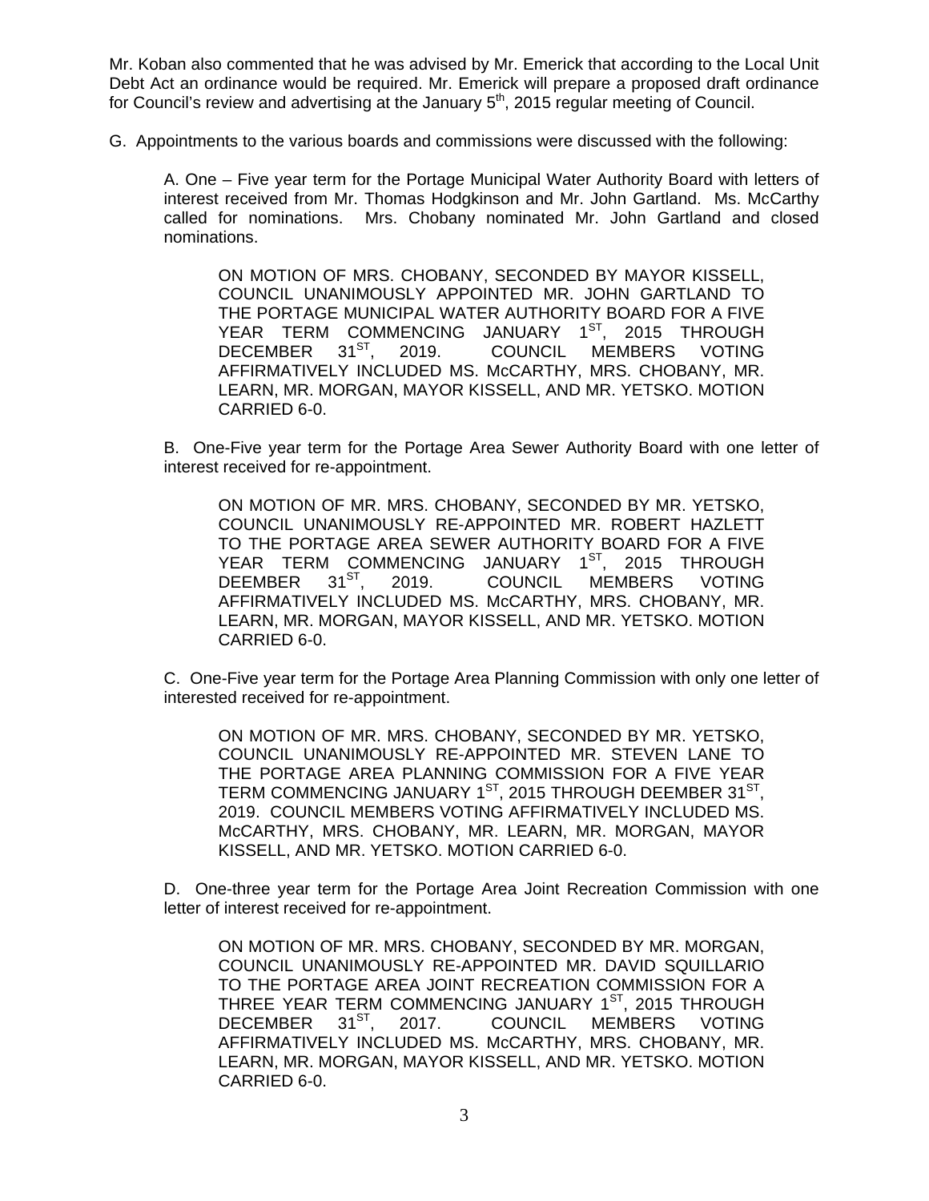Mr. Koban also commented that he was advised by Mr. Emerick that according to the Local Unit Debt Act an ordinance would be required. Mr. Emerick will prepare a proposed draft ordinance for Council's review and advertising at the January 5th, 2015 regular meeting of Council.

G. Appointments to the various boards and commissions were discussed with the following:

A. One – Five year term for the Portage Municipal Water Authority Board with letters of interest received from Mr. Thomas Hodgkinson and Mr. John Gartland. Ms. McCarthy called for nominations. Mrs. Chobany nominated Mr. John Gartland and closed nominations.

> ON MOTION OF MRS. CHOBANY, SECONDED BY MAYOR KISSELL, COUNCIL UNANIMOUSLY APPOINTED MR. JOHN GARTLAND TO THE PORTAGE MUNICIPAL WATER AUTHORITY BOARD FOR A FIVE YEAR TERM COMMENCING JANUARY 1ST, 2015 THROUGH DECEMBER 31ST, 2019. COUNCIL MEMBERS VOTING AFFIRMATIVELY INCLUDED MS. McCARTHY, MRS. CHOBANY, MR. LEARN, MR. MORGAN, MAYOR KISSELL, AND MR. YETSKO. MOTION CARRIED 6-0.

B. One-Five year term for the Portage Area Sewer Authority Board with one letter of interest received for re-appointment.

> ON MOTION OF MR. MRS. CHOBANY, SECONDED BY MR. YETSKO, COUNCIL UNANIMOUSLY RE-APPOINTED MR. ROBERT HAZLETT TO THE PORTAGE AREA SEWER AUTHORITY BOARD FOR A FIVE YEAR TERM COMMENCING JANUARY 1ST, 2015 THROUGH DEEMBER 31ST, 2019. COUNCIL MEMBERS VOTING AFFIRMATIVELY INCLUDED MS. McCARTHY, MRS. CHOBANY, MR. LEARN, MR. MORGAN, MAYOR KISSELL, AND MR. YETSKO. MOTION CARRIED 6-0.

C. One-Five year term for the Portage Area Planning Commission with only one letter of interested received for re-appointment.

> ON MOTION OF MR. MRS. CHOBANY, SECONDED BY MR. YETSKO, COUNCIL UNANIMOUSLY RE-APPOINTED MR. STEVEN LANE TO THE PORTAGE AREA PLANNING COMMISSION FOR A FIVE YEAR TERM COMMENCING JANUARY 1ST, 2015 THROUGH DEEMBER 31ST, 2019. COUNCIL MEMBERS VOTING AFFIRMATIVELY INCLUDED MS. McCARTHY, MRS. CHOBANY, MR. LEARN, MR. MORGAN, MAYOR KISSELL, AND MR. YETSKO. MOTION CARRIED 6-0.

D. One-three year term for the Portage Area Joint Recreation Commission with one letter of interest received for re-appointment.

> ON MOTION OF MR. MRS. CHOBANY, SECONDED BY MR. MORGAN, COUNCIL UNANIMOUSLY RE-APPOINTED MR. DAVID SQUILLARIO TO THE PORTAGE AREA JOINT RECREATION COMMISSION FOR A THREE YEAR TERM COMMENCING JANUARY 1ST, 2015 THROUGH DECEMBER 31ST, 2017. COUNCIL MEMBERS VOTING AFFIRMATIVELY INCLUDED MS. McCARTHY, MRS. CHOBANY, MR. LEARN, MR. MORGAN, MAYOR KISSELL, AND MR. YETSKO. MOTION CARRIED 6-0.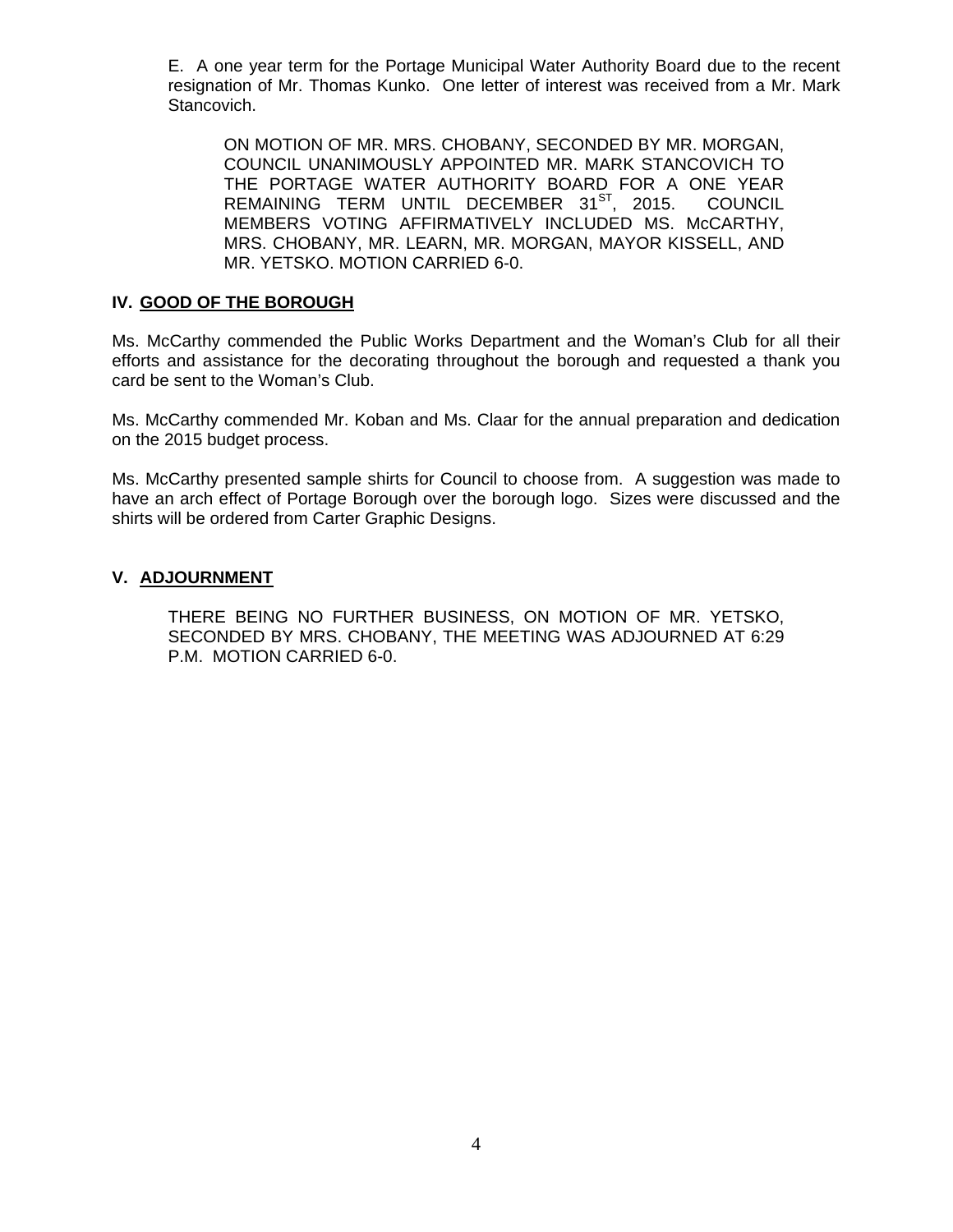E. A one year term for the Portage Municipal Water Authority Board due to the recent resignation of Mr. Thomas Kunko. One letter of interest was received from a Mr. Mark Stancovich.

> ON MOTION OF MR. MRS. CHOBANY, SECONDED BY MR. MORGAN, COUNCIL UNANIMOUSLY APPOINTED MR. MARK STANCOVICH TO THE PORTAGE WATER AUTHORITY BOARD FOR A ONE YEAR REMAINING TERM UNTIL DECEMBER 31ST, 2015. COUNCIL MEMBERS VOTING AFFIRMATIVELY INCLUDED MS. McCARTHY, MRS. CHOBANY, MR. LEARN, MR. MORGAN, MAYOR KISSELL, AND MR. YETSKO. MOTION CARRIED 6-0.

## IV. GOOD OF THE BOROUGH

Ms. McCarthy commended the Public Works Department and the Woman's Club for all their efforts and assistance for the decorating throughout the borough and requested a thank you card be sent to the Woman's Club.

Ms. McCarthy commended Mr. Koban and Ms. Claar for the annual preparation and dedication on the 2015 budget process.

Ms. McCarthy presented sample shirts for Council to choose from. A suggestion was made to have an arch effect of Portage Borough over the borough logo. Sizes were discussed and the shirts will be ordered from Carter Graphic Designs.

## V. ADJOURNMENT

> THERE BEING NO FURTHER BUSINESS, ON MOTION OF MR. YETSKO, SECONDED BY MRS. CHOBANY, THE MEETING WAS ADJOURNED AT 6:29 P.M. MOTION CARRIED 6-0.